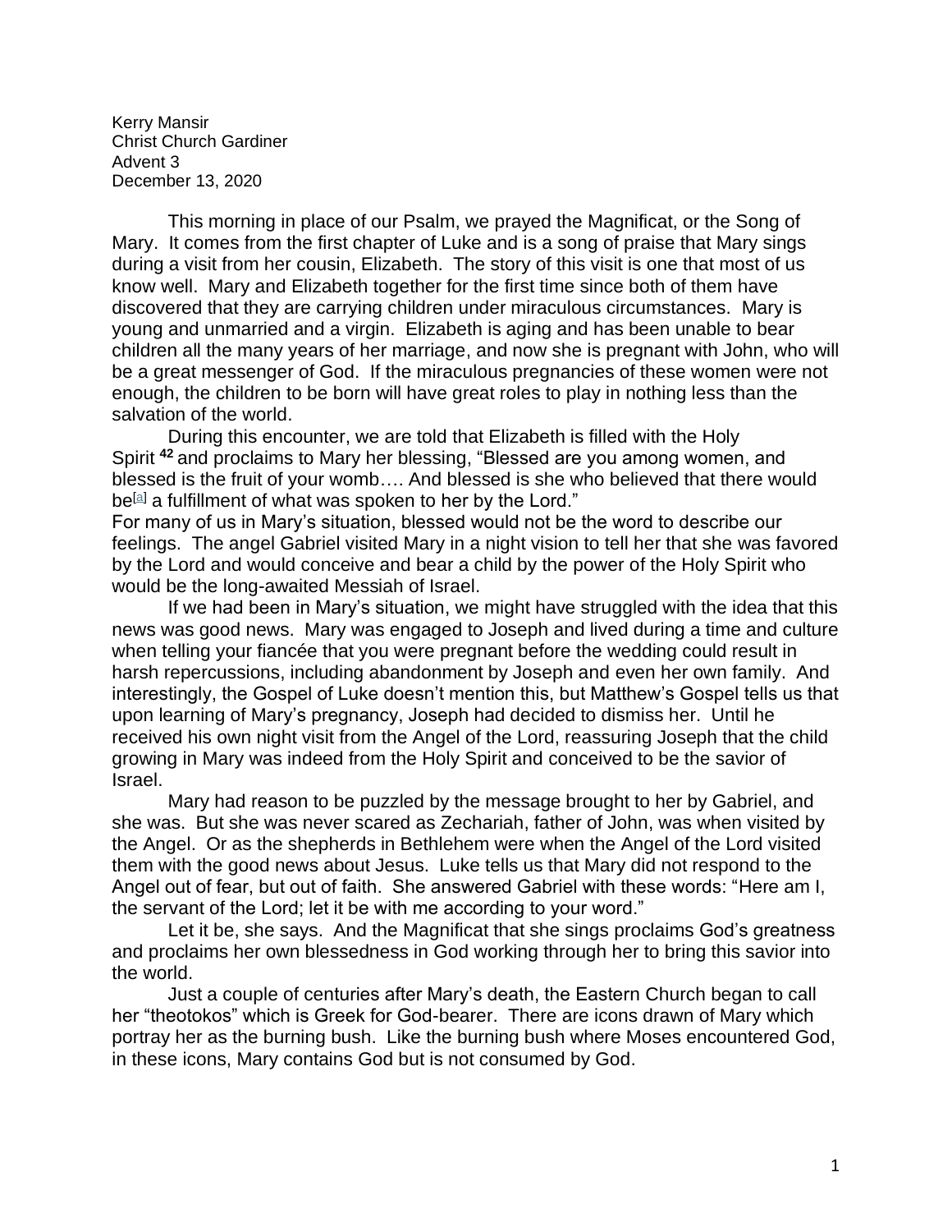Kerry Mansir
Christ Church Gardiner
Advent 3
December 13, 2020

This morning in place of our Psalm, we prayed the Magnificat, or the Song of Mary. It comes from the first chapter of Luke and is a song of praise that Mary sings during a visit from her cousin, Elizabeth. The story of this visit is one that most of us know well. Mary and Elizabeth together for the first time since both of them have discovered that they are carrying children under miraculous circumstances. Mary is young and unmarried and a virgin. Elizabeth is aging and has been unable to bear children all the many years of her marriage, and now she is pregnant with John, who will be a great messenger of God. If the miraculous pregnancies of these women were not enough, the children to be born will have great roles to play in nothing less than the salvation of the world.

During this encounter, we are told that Elizabeth is filled with the Holy Spirit **42** and proclaims to Mary her blessing, "Blessed are you among women, and blessed is the fruit of your womb…. And blessed is she who believed that there would be[a] a fulfillment of what was spoken to her by the Lord."

For many of us in Mary's situation, blessed would not be the word to describe our feelings. The angel Gabriel visited Mary in a night vision to tell her that she was favored by the Lord and would conceive and bear a child by the power of the Holy Spirit who would be the long-awaited Messiah of Israel.

If we had been in Mary's situation, we might have struggled with the idea that this news was good news. Mary was engaged to Joseph and lived during a time and culture when telling your fiancée that you were pregnant before the wedding could result in harsh repercussions, including abandonment by Joseph and even her own family. And interestingly, the Gospel of Luke doesn't mention this, but Matthew's Gospel tells us that upon learning of Mary's pregnancy, Joseph had decided to dismiss her. Until he received his own night visit from the Angel of the Lord, reassuring Joseph that the child growing in Mary was indeed from the Holy Spirit and conceived to be the savior of Israel.

Mary had reason to be puzzled by the message brought to her by Gabriel, and she was. But she was never scared as Zechariah, father of John, was when visited by the Angel. Or as the shepherds in Bethlehem were when the Angel of the Lord visited them with the good news about Jesus. Luke tells us that Mary did not respond to the Angel out of fear, but out of faith. She answered Gabriel with these words: "Here am I, the servant of the Lord; let it be with me according to your word."

Let it be, she says. And the Magnificat that she sings proclaims God's greatness and proclaims her own blessedness in God working through her to bring this savior into the world.

Just a couple of centuries after Mary's death, the Eastern Church began to call her "theotokos" which is Greek for God-bearer. There are icons drawn of Mary which portray her as the burning bush. Like the burning bush where Moses encountered God, in these icons, Mary contains God but is not consumed by God.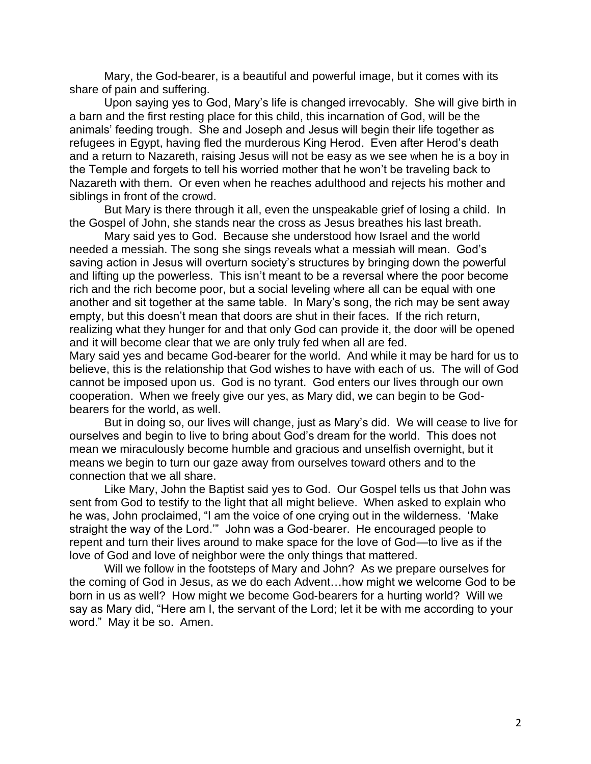Mary, the God-bearer, is a beautiful and powerful image, but it comes with its share of pain and suffering.

Upon saying yes to God, Mary's life is changed irrevocably. She will give birth in a barn and the first resting place for this child, this incarnation of God, will be the animals' feeding trough. She and Joseph and Jesus will begin their life together as refugees in Egypt, having fled the murderous King Herod. Even after Herod's death and a return to Nazareth, raising Jesus will not be easy as we see when he is a boy in the Temple and forgets to tell his worried mother that he won't be traveling back to Nazareth with them. Or even when he reaches adulthood and rejects his mother and siblings in front of the crowd.

But Mary is there through it all, even the unspeakable grief of losing a child. In the Gospel of John, she stands near the cross as Jesus breathes his last breath.

Mary said yes to God. Because she understood how Israel and the world needed a messiah. The song she sings reveals what a messiah will mean. God's saving action in Jesus will overturn society's structures by bringing down the powerful and lifting up the powerless. This isn't meant to be a reversal where the poor become rich and the rich become poor, but a social leveling where all can be equal with one another and sit together at the same table. In Mary's song, the rich may be sent away empty, but this doesn't mean that doors are shut in their faces. If the rich return, realizing what they hunger for and that only God can provide it, the door will be opened and it will become clear that we are only truly fed when all are fed.

Mary said yes and became God-bearer for the world. And while it may be hard for us to believe, this is the relationship that God wishes to have with each of us. The will of God cannot be imposed upon us. God is no tyrant. God enters our lives through our own cooperation. When we freely give our yes, as Mary did, we can begin to be God-bearers for the world, as well.

But in doing so, our lives will change, just as Mary's did. We will cease to live for ourselves and begin to live to bring about God's dream for the world. This does not mean we miraculously become humble and gracious and unselfish overnight, but it means we begin to turn our gaze away from ourselves toward others and to the connection that we all share.

Like Mary, John the Baptist said yes to God. Our Gospel tells us that John was sent from God to testify to the light that all might believe. When asked to explain who he was, John proclaimed, "I am the voice of one crying out in the wilderness. 'Make straight the way of the Lord.'" John was a God-bearer. He encouraged people to repent and turn their lives around to make space for the love of God—to live as if the love of God and love of neighbor were the only things that mattered.

Will we follow in the footsteps of Mary and John? As we prepare ourselves for the coming of God in Jesus, as we do each Advent…how might we welcome God to be born in us as well? How might we become God-bearers for a hurting world? Will we say as Mary did, "Here am I, the servant of the Lord; let it be with me according to your word." May it be so. Amen.